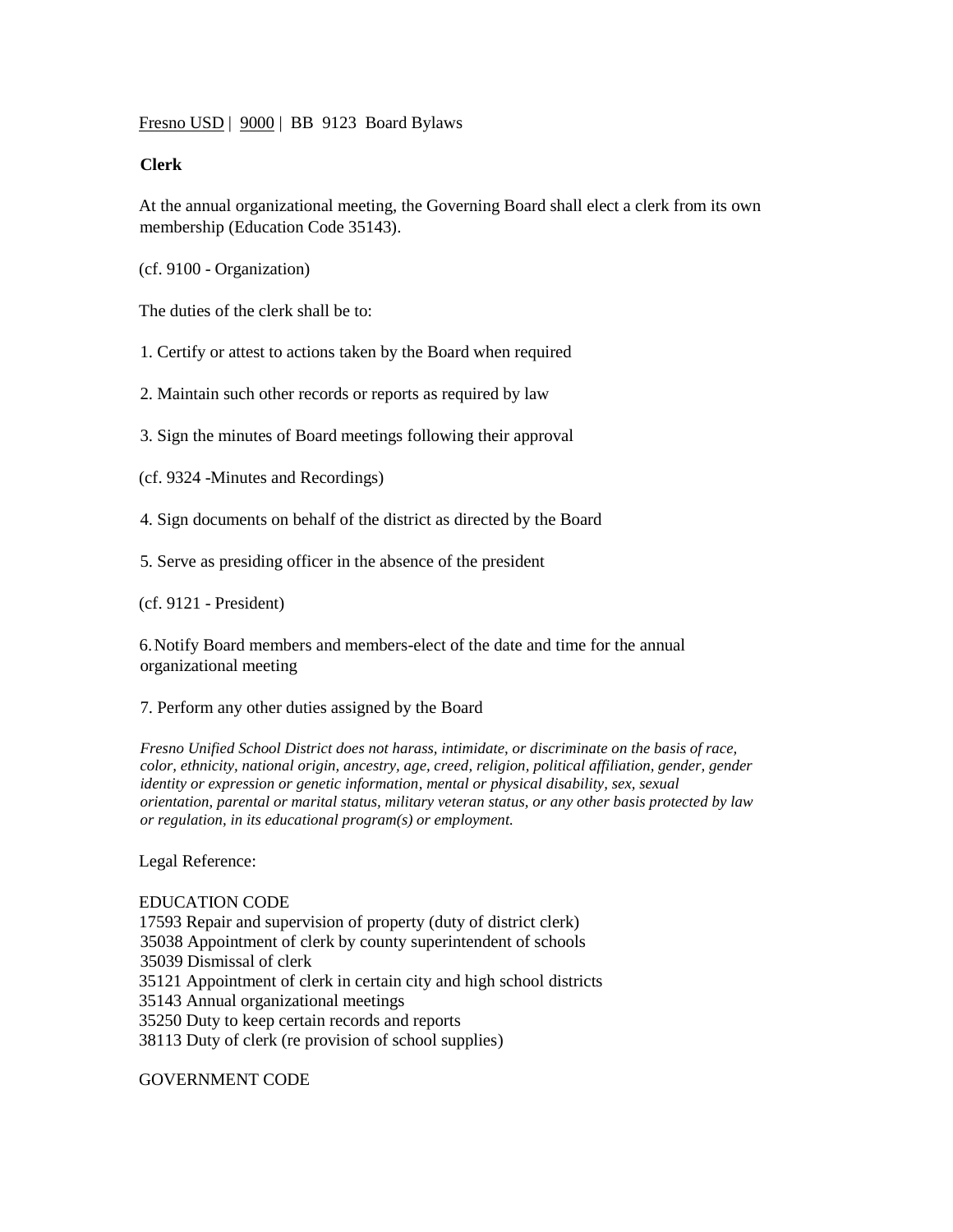Fresno USD | 9000 | BB 9123 Board Bylaws

**Clerk**

At the annual organizational meeting, the Governing Board shall elect a clerk from its own membership (Education Code 35143).

(cf. 9100 - Organization)

The duties of the clerk shall be to:

1. Certify or attest to actions taken by the Board when required

2. Maintain such other records or reports as required by law

3. Sign the minutes of Board meetings following their approval

(cf. 9324 -Minutes and Recordings)

4. Sign documents on behalf of the district as directed by the Board

5. Serve as presiding officer in the absence of the president

(cf. 9121 - President)

6. Notify Board members and members-elect of the date and time for the annual organizational meeting

7. Perform any other duties assigned by the Board

*Fresno Unified School District does not harass, intimidate, or discriminate on the basis of race, color, ethnicity, national origin, ancestry, age, creed, religion, political affiliation, gender, gender identity or expression or genetic information, mental or physical disability, sex, sexual orientation, parental or marital status, military veteran status, or any other basis protected by law or regulation, in its educational program(s) or employment.*

Legal Reference:

EDUCATION CODE
17593 Repair and supervision of property (duty of district clerk)
35038 Appointment of clerk by county superintendent of schools
35039 Dismissal of clerk
35121 Appointment of clerk in certain city and high school districts
35143 Annual organizational meetings
35250 Duty to keep certain records and reports
38113 Duty of clerk (re provision of school supplies)

GOVERNMENT CODE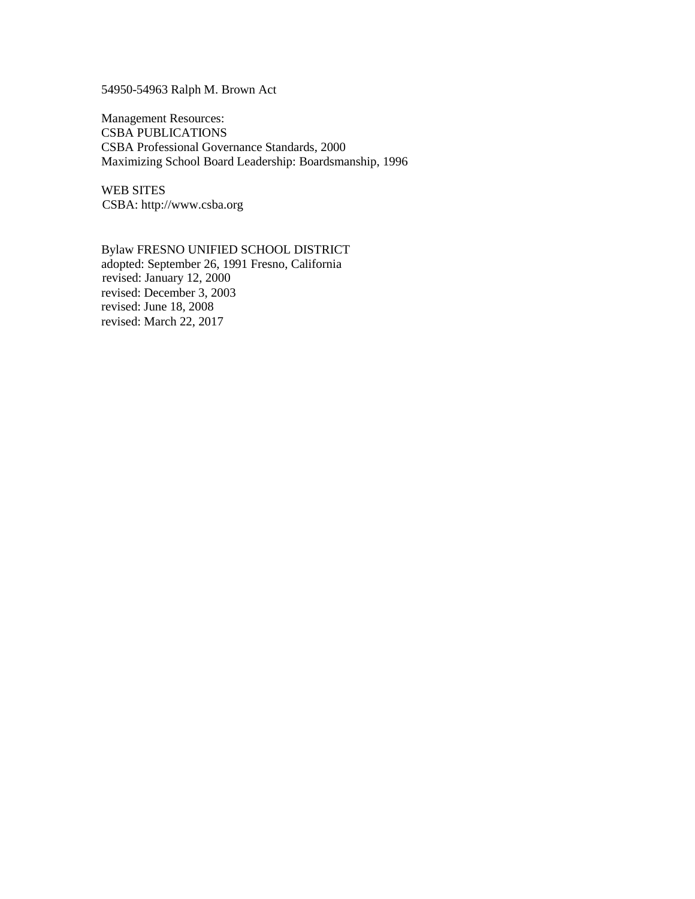54950-54963 Ralph M. Brown Act

Management Resources:
CSBA PUBLICATIONS
CSBA Professional Governance Standards, 2000
Maximizing School Board Leadership: Boardsmanship, 1996

WEB SITES
CSBA: http://www.csba.org

Bylaw FRESNO UNIFIED SCHOOL DISTRICT
adopted: September 26, 1991 Fresno, California
revised: January 12, 2000
revised: December 3, 2003
revised: June 18, 2008
revised: March 22, 2017